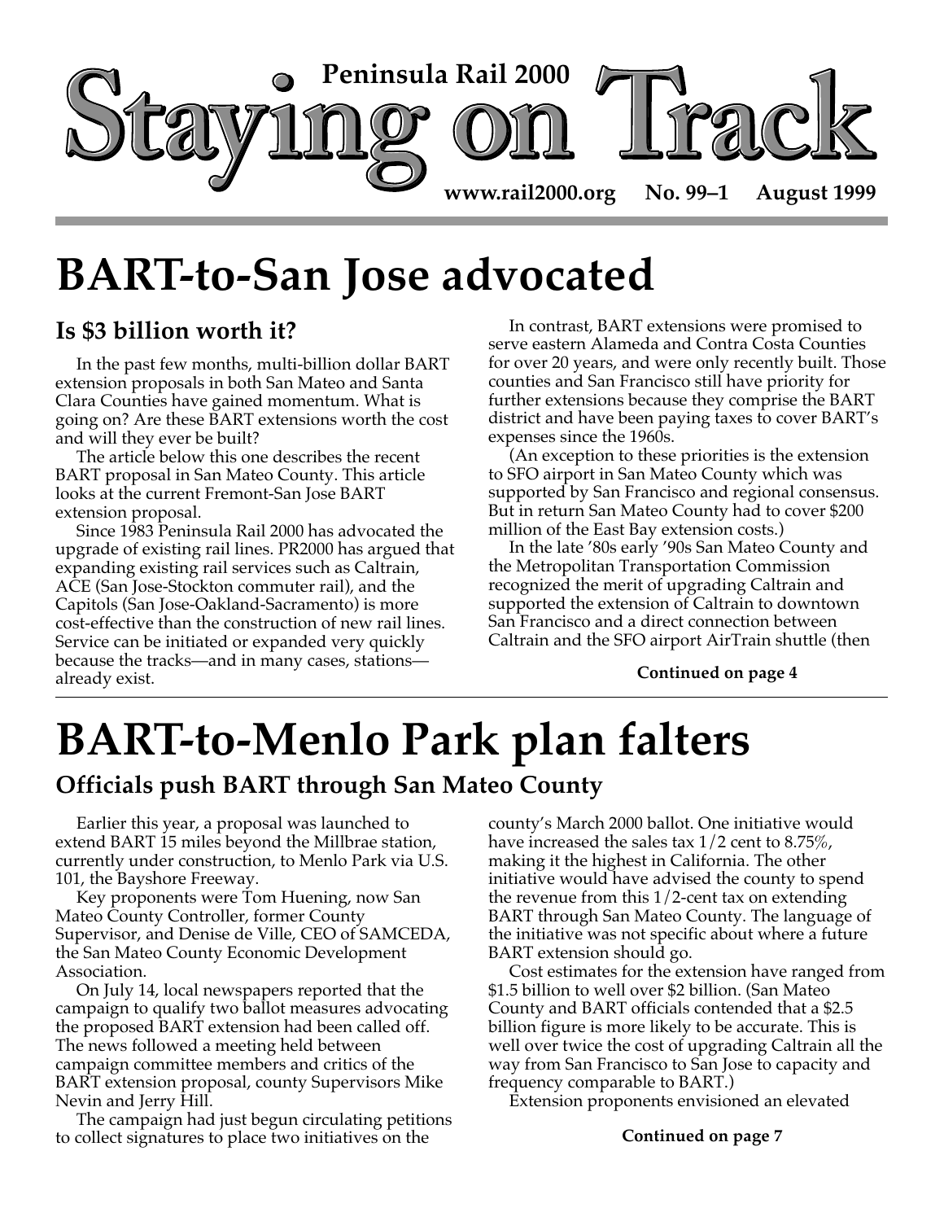# Peninsula Rail 2000 — Staying on Track

www.rail2000.org No. 99–1 August 1999

# BART-to-San Jose advocated

## Is $3 billion worth it?

In the past few months, multi-billion dollar BART extension proposals in both San Mateo and Santa Clara Counties have gained momentum. What is going on? Are these BART extensions worth the cost and will they ever be built?

The article below this one describes the recent BART proposal in San Mateo County. This article looks at the current Fremont-San Jose BART extension proposal.

Since 1983 Peninsula Rail 2000 has advocated the upgrade of existing rail lines. PR2000 has argued that expanding existing rail services such as Caltrain, ACE (San Jose-Stockton commuter rail), and the Capitols (San Jose-Oakland-Sacramento) is more cost-effective than the construction of new rail lines. Service can be initiated or expanded very quickly because the tracks—and in many cases, stations—already exist.

In contrast, BART extensions were promised to serve eastern Alameda and Contra Costa Counties for over 20 years, and were only recently built. Those counties and San Francisco still have priority for further extensions because they comprise the BART district and have been paying taxes to cover BART's expenses since the 1960s.

(An exception to these priorities is the extension to SFO airport in San Mateo County which was supported by San Francisco and regional consensus. But in return San Mateo County had to cover $200 million of the East Bay extension costs.)

In the late '80s early '90s San Mateo County and the Metropolitan Transportation Commission recognized the merit of upgrading Caltrain and supported the extension of Caltrain to downtown San Francisco and a direct connection between Caltrain and the SFO airport AirTrain shuttle (then

**Continued on page 4**

# BART-to-Menlo Park plan falters

## Officials push BART through San Mateo County

Earlier this year, a proposal was launched to extend BART 15 miles beyond the Millbrae station, currently under construction, to Menlo Park via U.S. 101, the Bayshore Freeway.

Key proponents were Tom Huening, now San Mateo County Controller, former County Supervisor, and Denise de Ville, CEO of SAMCEDA, the San Mateo County Economic Development Association.

On July 14, local newspapers reported that the campaign to qualify two ballot measures advocating the proposed BART extension had been called off. The news followed a meeting held between campaign committee members and critics of the BART extension proposal, county Supervisors Mike Nevin and Jerry Hill.

The campaign had just begun circulating petitions to collect signatures to place two initiatives on the county's March 2000 ballot. One initiative would have increased the sales tax 1/2 cent to 8.75%, making it the highest in California. The other initiative would have advised the county to spend the revenue from this 1/2-cent tax on extending BART through San Mateo County. The language of the initiative was not specific about where a future BART extension should go.

Cost estimates for the extension have ranged from $1.5 billion to well over $2 billion. (San Mateo County and BART officials contended that a $2.5 billion figure is more likely to be accurate. This is well over twice the cost of upgrading Caltrain all the way from San Francisco to San Jose to capacity and frequency comparable to BART.)

Extension proponents envisioned an elevated

**Continued on page 7**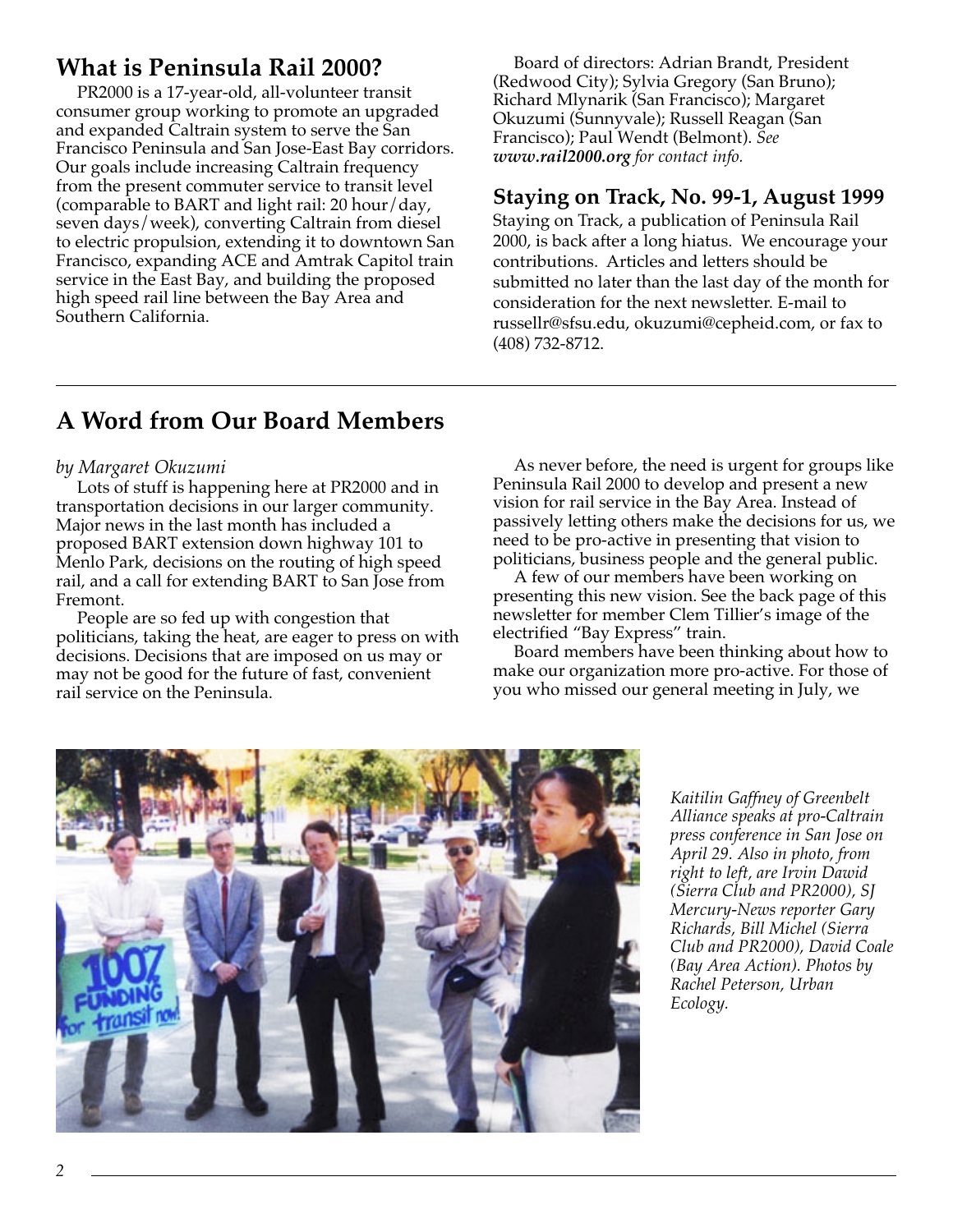## What is Peninsula Rail 2000?

PR2000 is a 17-year-old, all-volunteer transit consumer group working to promote an upgraded and expanded Caltrain system to serve the San Francisco Peninsula and San Jose-East Bay corridors. Our goals include increasing Caltrain frequency from the present commuter service to transit level (comparable to BART and light rail: 20 hour/day, seven days/week), converting Caltrain from diesel to electric propulsion, extending it to downtown San Francisco, expanding ACE and Amtrak Capitol train service in the East Bay, and building the proposed high speed rail line between the Bay Area and Southern California.

Board of directors: Adrian Brandt, President (Redwood City); Sylvia Gregory (San Bruno); Richard Mlynarik (San Francisco); Margaret Okuzumi (Sunnyvale); Russell Reagan (San Francisco); Paul Wendt (Belmont). *See **www.rail2000.org** for contact info.*

## Staying on Track, No. 99-1, August 1999

Staying on Track, a publication of Peninsula Rail 2000, is back after a long hiatus. We encourage your contributions. Articles and letters should be submitted no later than the last day of the month for consideration for the next newsletter. E-mail to russellr@sfsu.edu, okuzumi@cepheid.com, or fax to (408) 732-8712.

---

## A Word from Our Board Members

*by Margaret Okuzumi*

Lots of stuff is happening here at PR2000 and in transportation decisions in our larger community. Major news in the last month has included a proposed BART extension down highway 101 to Menlo Park, decisions on the routing of high speed rail, and a call for extending BART to San Jose from Fremont.

People are so fed up with congestion that politicians, taking the heat, are eager to press on with decisions. Decisions that are imposed on us may or may not be good for the future of fast, convenient rail service on the Peninsula.

As never before, the need is urgent for groups like Peninsula Rail 2000 to develop and present a new vision for rail service in the Bay Area. Instead of passively letting others make the decisions for us, we need to be pro-active in presenting that vision to politicians, business people and the general public.

A few of our members have been working on presenting this new vision. See the back page of this newsletter for member Clem Tillier's image of the electrified "Bay Express" train.

Board members have been thinking about how to make our organization more pro-active. For those of you who missed our general meeting in July, we

*Kaitilin Gaffney of Greenbelt Alliance speaks at pro-Caltrain press conference in San Jose on April 29. Also in photo, from right to left, are Irvin Dawid (Sierra Club and PR2000), SJ Mercury-News reporter Gary Richards, Bill Michel (Sierra Club and PR2000), David Coale (Bay Area Action). Photos by Rachel Peterson, Urban Ecology.*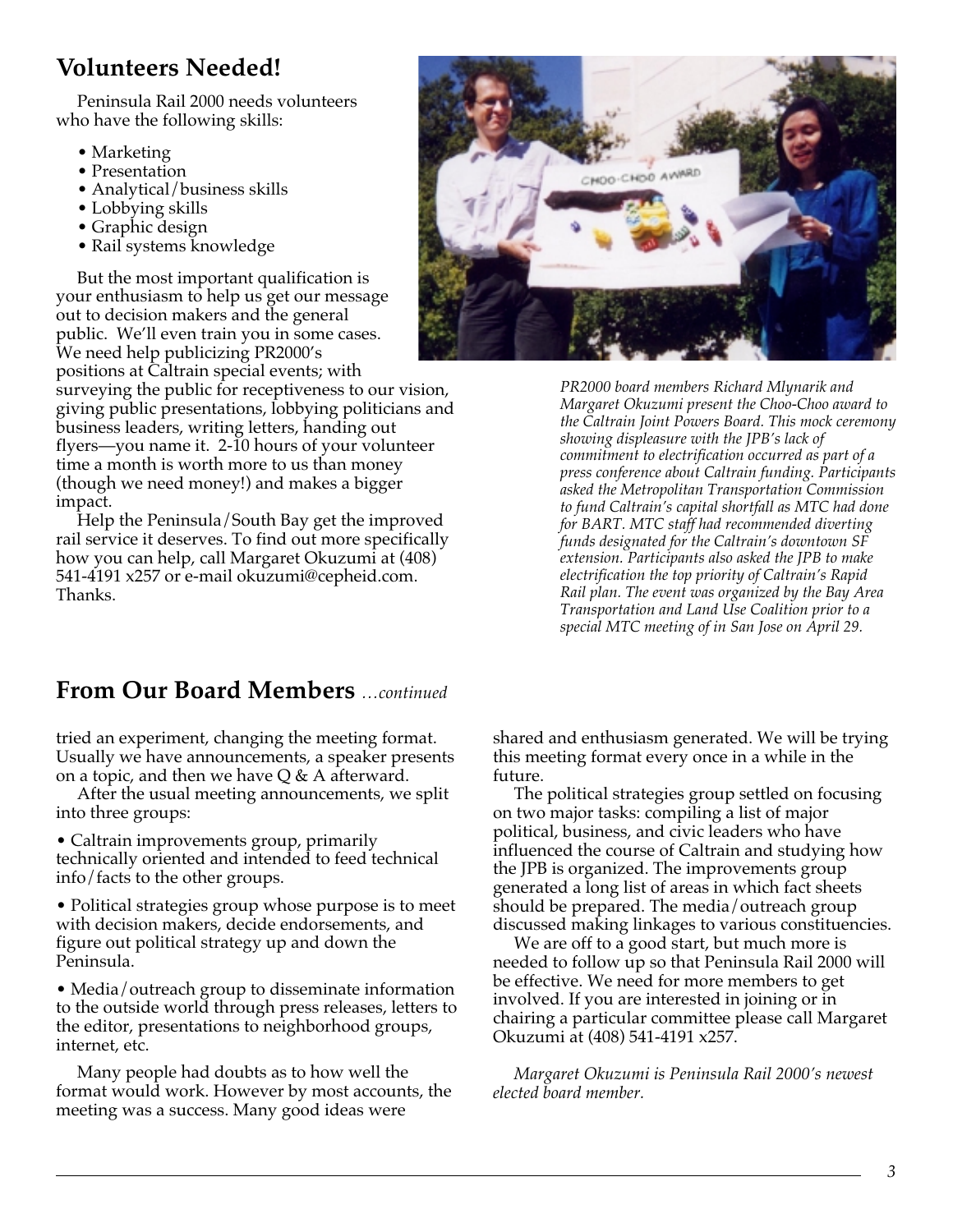## Volunteers Needed!

Peninsula Rail 2000 needs volunteers who have the following skills:

- Marketing
- Presentation
- Analytical/business skills
- Lobbying skills
- Graphic design
- Rail systems knowledge

But the most important qualification is your enthusiasm to help us get our message out to decision makers and the general public. We'll even train you in some cases. We need help publicizing PR2000's positions at Caltrain special events; with surveying the public for receptiveness to our vision, giving public presentations, lobbying politicians and business leaders, writing letters, handing out flyers—you name it. 2-10 hours of your volunteer time a month is worth more to us than money (though we need money!) and makes a bigger impact.

Help the Peninsula/South Bay get the improved rail service it deserves. To find out more specifically how you can help, call Margaret Okuzumi at (408) 541-4191 x257 or e-mail okuzumi@cepheid.com. Thanks.

*PR2000 board members Richard Mlynarik and Margaret Okuzumi present the Choo-Choo award to the Caltrain Joint Powers Board. This mock ceremony showing displeasure with the JPB's lack of commitment to electrification occurred as part of a press conference about Caltrain funding. Participants asked the Metropolitan Transportation Commission to fund Caltrain's capital shortfall as MTC had done for BART. MTC staff had recommended diverting funds designated for the Caltrain's downtown SF extension. Participants also asked the JPB to make electrification the top priority of Caltrain's Rapid Rail plan. The event was organized by the Bay Area Transportation and Land Use Coalition prior to a special MTC meeting of in San Jose on April 29.*

## From Our Board Members *…continued*

tried an experiment, changing the meeting format. Usually we have announcements, a speaker presents on a topic, and then we have Q & A afterward.

After the usual meeting announcements, we split into three groups:

- Caltrain improvements group, primarily technically oriented and intended to feed technical info/facts to the other groups.
- Political strategies group whose purpose is to meet with decision makers, decide endorsements, and figure out political strategy up and down the Peninsula.
- Media/outreach group to disseminate information to the outside world through press releases, letters to the editor, presentations to neighborhood groups, internet, etc.

Many people had doubts as to how well the format would work. However by most accounts, the meeting was a success. Many good ideas were shared and enthusiasm generated. We will be trying this meeting format every once in a while in the future.

The political strategies group settled on focusing on two major tasks: compiling a list of major political, business, and civic leaders who have influenced the course of Caltrain and studying how the JPB is organized. The improvements group generated a long list of areas in which fact sheets should be prepared. The media/outreach group discussed making linkages to various constituencies.

We are off to a good start, but much more is needed to follow up so that Peninsula Rail 2000 will be effective. We need for more members to get involved. If you are interested in joining or in chairing a particular committee please call Margaret Okuzumi at (408) 541-4191 x257.

*Margaret Okuzumi is Peninsula Rail 2000's newest elected board member.*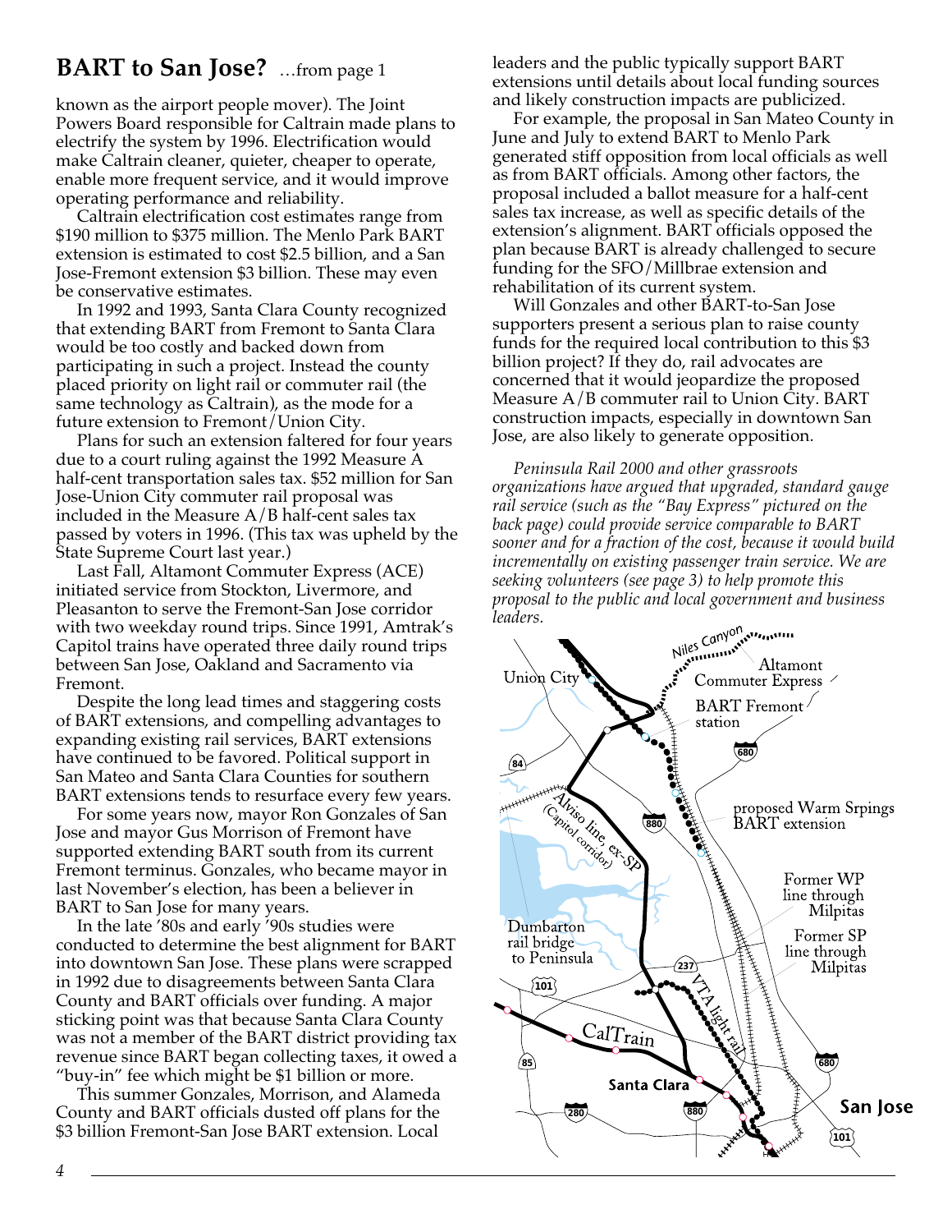## BART to San Jose? …from page 1

known as the airport people mover). The Joint Powers Board responsible for Caltrain made plans to electrify the system by 1996. Electrification would make Caltrain cleaner, quieter, cheaper to operate, enable more frequent service, and it would improve operating performance and reliability.

Caltrain electrification cost estimates range from $190 million to $375 million. The Menlo Park BART extension is estimated to cost $2.5 billion, and a San Jose-Fremont extension $3 billion. These may even be conservative estimates.

In 1992 and 1993, Santa Clara County recognized that extending BART from Fremont to Santa Clara would be too costly and backed down from participating in such a project. Instead the county placed priority on light rail or commuter rail (the same technology as Caltrain), as the mode for a future extension to Fremont/Union City.

Plans for such an extension faltered for four years due to a court ruling against the 1992 Measure A half-cent transportation sales tax. $52 million for San Jose-Union City commuter rail proposal was included in the Measure A/B half-cent sales tax passed by voters in 1996. (This tax was upheld by the State Supreme Court last year.)

Last Fall, Altamont Commuter Express (ACE) initiated service from Stockton, Livermore, and Pleasanton to serve the Fremont-San Jose corridor with two weekday round trips. Since 1991, Amtrak's Capitol trains have operated three daily round trips between San Jose, Oakland and Sacramento via Fremont.

Despite the long lead times and staggering costs of BART extensions, and compelling advantages to expanding existing rail services, BART extensions have continued to be favored. Political support in San Mateo and Santa Clara Counties for southern BART extensions tends to resurface every few years.

For some years now, mayor Ron Gonzales of San Jose and mayor Gus Morrison of Fremont have supported extending BART south from its current Fremont terminus. Gonzales, who became mayor in last November's election, has been a believer in BART to San Jose for many years.

In the late '80s and early '90s studies were conducted to determine the best alignment for BART into downtown San Jose. These plans were scrapped in 1992 due to disagreements between Santa Clara County and BART officials over funding. A major sticking point was that because Santa Clara County was not a member of the BART district providing tax revenue since BART began collecting taxes, it owed a "buy-in" fee which might be $1 billion or more.

This summer Gonzales, Morrison, and Alameda County and BART officials dusted off plans for the $3 billion Fremont-San Jose BART extension. Local leaders and the public typically support BART extensions until details about local funding sources and likely construction impacts are publicized.

For example, the proposal in San Mateo County in June and July to extend BART to Menlo Park generated stiff opposition from local officials as well as from BART officials. Among other factors, the proposal included a ballot measure for a half-cent sales tax increase, as well as specific details of the extension's alignment. BART officials opposed the plan because BART is already challenged to secure funding for the SFO/Millbrae extension and rehabilitation of its current system.

Will Gonzales and other BART-to-San Jose supporters present a serious plan to raise county funds for the required local contribution to this $3 billion project? If they do, rail advocates are concerned that it would jeopardize the proposed Measure A/B commuter rail to Union City. BART construction impacts, especially in downtown San Jose, are also likely to generate opposition.

*Peninsula Rail 2000 and other grassroots organizations have argued that upgraded, standard gauge rail service (such as the "Bay Express" pictured on the back page) could provide service comparable to BART sooner and for a fraction of the cost, because it would build incrementally on existing passenger train service. We are seeking volunteers (see page 3) to help promote this proposal to the public and local government and business leaders.*

Niles Canyon · Union City · Altamont Commuter Express · BART Fremont station · 680 · 84 · Alviso line, ex-SP (Capitol corridor) · 880 · proposed Warm Srpings BART extension · Former WP line through Milpitas · Former SP line through Milpitas · Dumbarton rail bridge to Peninsula · 237 · 101 · VTA light rail · CalTrain · 85 · 680 · Santa Clara · 280 · 880 · San Jose · 101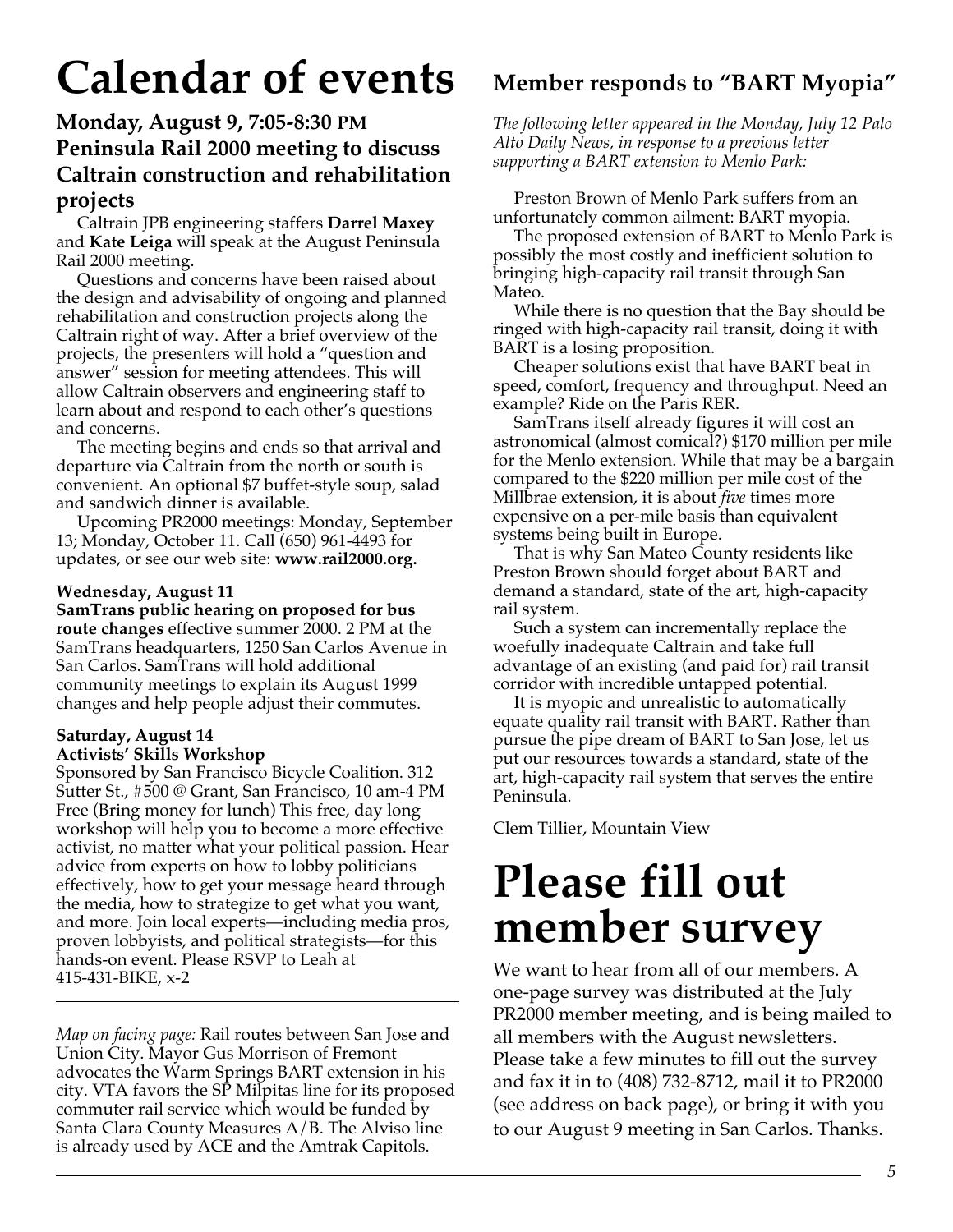# Calendar of events

### Monday, August 9, 7:05-8:30 PM
### Peninsula Rail 2000 meeting to discuss Caltrain construction and rehabilitation projects

Caltrain JPB engineering staffers **Darrel Maxey** and **Kate Leiga** will speak at the August Peninsula Rail 2000 meeting.

Questions and concerns have been raised about the design and advisability of ongoing and planned rehabilitation and construction projects along the Caltrain right of way. After a brief overview of the projects, the presenters will hold a "question and answer" session for meeting attendees. This will allow Caltrain observers and engineering staff to learn about and respond to each other's questions and concerns.

The meeting begins and ends so that arrival and departure via Caltrain from the north or south is convenient. An optional $7 buffet-style soup, salad and sandwich dinner is available.

Upcoming PR2000 meetings: Monday, September 13; Monday, October 11. Call (650) 961-4493 for updates, or see our web site: **www.rail2000.org.**

**Wednesday, August 11**
**SamTrans public hearing on proposed for bus route changes** effective summer 2000. 2 PM at the SamTrans headquarters, 1250 San Carlos Avenue in San Carlos. SamTrans will hold additional community meetings to explain its August 1999 changes and help people adjust their commutes.

**Saturday, August 14**
**Activists' Skills Workshop**
Sponsored by San Francisco Bicycle Coalition. 312 Sutter St., #500 @ Grant, San Francisco, 10 am-4 PM Free (Bring money for lunch) This free, day long workshop will help you to become a more effective activist, no matter what your political passion. Hear advice from experts on how to lobby politicians effectively, how to get your message heard through the media, how to strategize to get what you want, and more. Join local experts—including media pros, proven lobbyists, and political strategists—for this hands-on event. Please RSVP to Leah at 415-431-BIKE, x-2

---

*Map on facing page:* Rail routes between San Jose and Union City. Mayor Gus Morrison of Fremont advocates the Warm Springs BART extension in his city. VTA favors the SP Milpitas line for its proposed commuter rail service which would be funded by Santa Clara County Measures A/B. The Alviso line is already used by ACE and the Amtrak Capitols.

## Member responds to "BART Myopia"

*The following letter appeared in the Monday, July 12 Palo Alto Daily News, in response to a previous letter supporting a BART extension to Menlo Park:*

Preston Brown of Menlo Park suffers from an unfortunately common ailment: BART myopia.

The proposed extension of BART to Menlo Park is possibly the most costly and inefficient solution to bringing high-capacity rail transit through San Mateo.

While there is no question that the Bay should be ringed with high-capacity rail transit, doing it with BART is a losing proposition.

Cheaper solutions exist that have BART beat in speed, comfort, frequency and throughput. Need an example? Ride on the Paris RER.

SamTrans itself already figures it will cost an astronomical (almost comical?) $170 million per mile for the Menlo extension. While that may be a bargain compared to the $220 million per mile cost of the Millbrae extension, it is about *five* times more expensive on a per-mile basis than equivalent systems being built in Europe.

That is why San Mateo County residents like Preston Brown should forget about BART and demand a standard, state of the art, high-capacity rail system.

Such a system can incrementally replace the woefully inadequate Caltrain and take full advantage of an existing (and paid for) rail transit corridor with incredible untapped potential.

It is myopic and unrealistic to automatically equate quality rail transit with BART. Rather than pursue the pipe dream of BART to San Jose, let us put our resources towards a standard, state of the art, high-capacity rail system that serves the entire Peninsula.

Clem Tillier, Mountain View

# Please fill out member survey

We want to hear from all of our members. A one-page survey was distributed at the July PR2000 member meeting, and is being mailed to all members with the August newsletters. Please take a few minutes to fill out the survey and fax it in to (408) 732-8712, mail it to PR2000 (see address on back page), or bring it with you to our August 9 meeting in San Carlos. Thanks.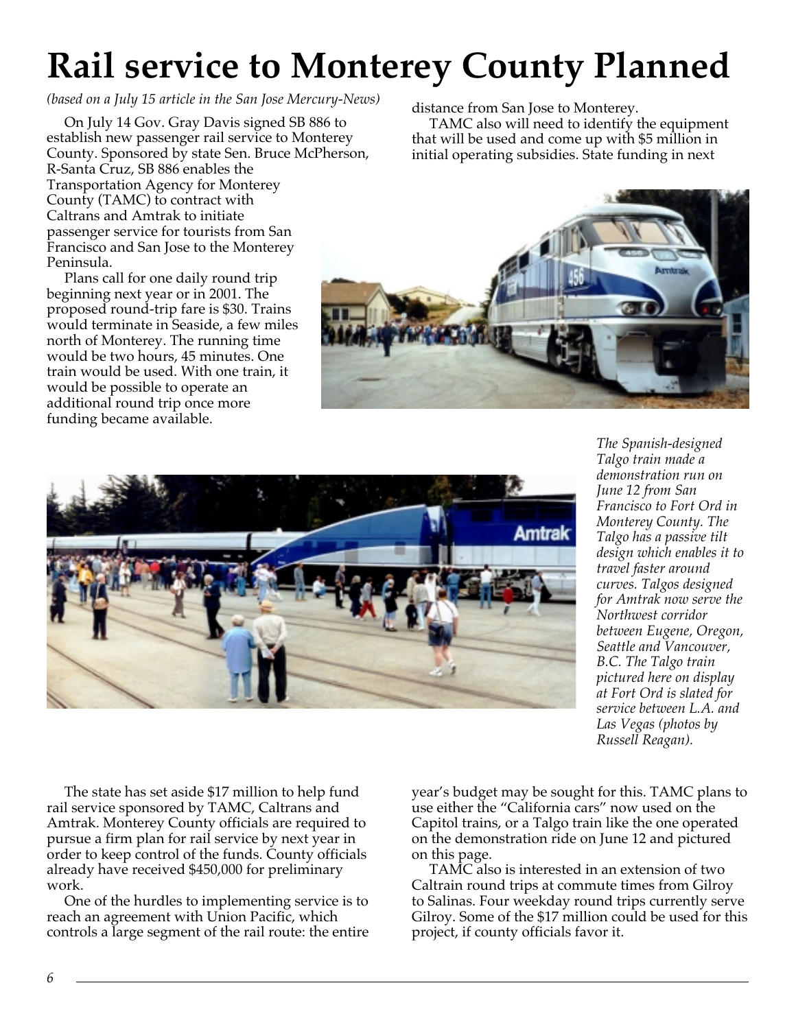# Rail service to Monterey County Planned

*(based on a July 15 article in the San Jose Mercury-News)*

On July 14 Gov. Gray Davis signed SB 886 to establish new passenger rail service to Monterey County. Sponsored by state Sen. Bruce McPherson, R-Santa Cruz, SB 886 enables the Transportation Agency for Monterey County (TAMC) to contract with Caltrans and Amtrak to initiate passenger service for tourists from San Francisco and San Jose to the Monterey Peninsula.

Plans call for one daily round trip beginning next year or in 2001. The proposed round-trip fare is $30. Trains would terminate in Seaside, a few miles north of Monterey. The running time would be two hours, 45 minutes. One train would be used. With one train, it would be possible to operate an additional round trip once more funding became available.

*The Spanish-designed Talgo train made a demonstration run on June 12 from San Francisco to Fort Ord in Monterey County. The Talgo has a passive tilt design which enables it to travel faster around curves. Talgos designed for Amtrak now serve the Northwest corridor between Eugene, Oregon, Seattle and Vancouver, B.C. The Talgo train pictured here on display at Fort Ord is slated for service between L.A. and Las Vegas (photos by Russell Reagan).*

The state has set aside $17 million to help fund rail service sponsored by TAMC, Caltrans and Amtrak. Monterey County officials are required to pursue a firm plan for rail service by next year in order to keep control of the funds. County officials already have received $450,000 for preliminary work.

One of the hurdles to implementing service is to reach an agreement with Union Pacific, which controls a large segment of the rail route: the entire distance from San Jose to Monterey.

TAMC also will need to identify the equipment that will be used and come up with $5 million in initial operating subsidies. State funding in next year's budget may be sought for this. TAMC plans to use either the "California cars" now used on the Capitol trains, or a Talgo train like the one operated on the demonstration ride on June 12 and pictured on this page.

TAMC also is interested in an extension of two Caltrain round trips at commute times from Gilroy to Salinas. Four weekday round trips currently serve Gilroy. Some of the $17 million could be used for this project, if county officials favor it.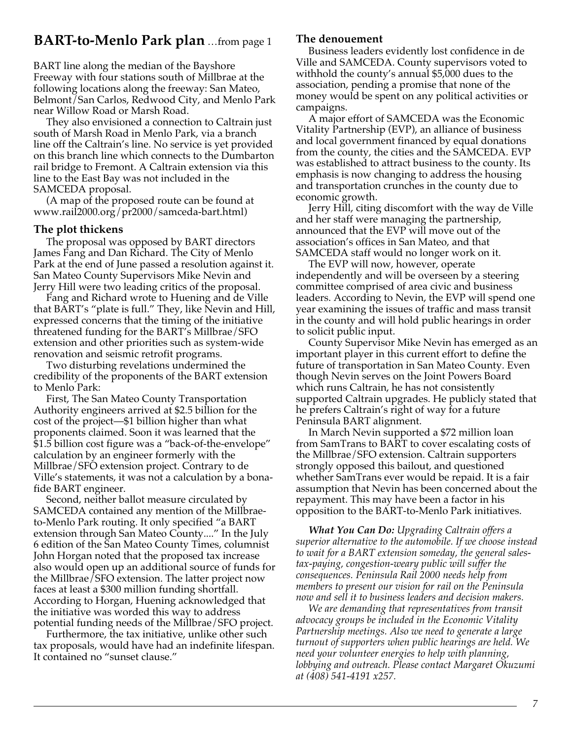## BART-to-Menlo Park plan …from page 1

BART line along the median of the Bayshore Freeway with four stations south of Millbrae at the following locations along the freeway: San Mateo, Belmont/San Carlos, Redwood City, and Menlo Park near Willow Road or Marsh Road.

They also envisioned a connection to Caltrain just south of Marsh Road in Menlo Park, via a branch line off the Caltrain's line. No service is yet provided on this branch line which connects to the Dumbarton rail bridge to Fremont. A Caltrain extension via this line to the East Bay was not included in the SAMCEDA proposal.

(A map of the proposed route can be found at www.rail2000.org/pr2000/samceda-bart.html)

### The plot thickens

The proposal was opposed by BART directors James Fang and Dan Richard. The City of Menlo Park at the end of June passed a resolution against it. San Mateo County Supervisors Mike Nevin and Jerry Hill were two leading critics of the proposal.

Fang and Richard wrote to Huening and de Ville that BART's "plate is full." They, like Nevin and Hill, expressed concerns that the timing of the initiative threatened funding for the BART's Millbrae/SFO extension and other priorities such as system-wide renovation and seismic retrofit programs.

Two disturbing revelations undermined the credibility of the proponents of the BART extension to Menlo Park:

First, The San Mateo County Transportation Authority engineers arrived at $2.5 billion for the cost of the project—$1 billion higher than what proponents claimed. Soon it was learned that the $1.5 billion cost figure was a "back-of-the-envelope" calculation by an engineer formerly with the Millbrae/SFO extension project. Contrary to de Ville's statements, it was not a calculation by a bona-fide BART engineer.

Second, neither ballot measure circulated by SAMCEDA contained any mention of the Millbrae-to-Menlo Park routing. It only specified "a BART extension through San Mateo County...." In the July 6 edition of the San Mateo County Times, columnist John Horgan noted that the proposed tax increase also would open up an additional source of funds for the Millbrae/SFO extension. The latter project now faces at least a $300 million funding shortfall. According to Horgan, Huening acknowledged that the initiative was worded this way to address potential funding needs of the Millbrae/SFO project.

Furthermore, the tax initiative, unlike other such tax proposals, would have had an indefinite lifespan. It contained no "sunset clause."

### The denouement

Business leaders evidently lost confidence in de Ville and SAMCEDA. County supervisors voted to withhold the county's annual $5,000 dues to the association, pending a promise that none of the money would be spent on any political activities or campaigns.

A major effort of SAMCEDA was the Economic Vitality Partnership (EVP), an alliance of business and local government financed by equal donations from the county, the cities and the SAMCEDA. EVP was established to attract business to the county. Its emphasis is now changing to address the housing and transportation crunches in the county due to economic growth.

Jerry Hill, citing discomfort with the way de Ville and her staff were managing the partnership, announced that the EVP will move out of the association's offices in San Mateo, and that SAMCEDA staff would no longer work on it.

The EVP will now, however, operate independently and will be overseen by a steering committee comprised of area civic and business leaders. According to Nevin, the EVP will spend one year examining the issues of traffic and mass transit in the county and will hold public hearings in order to solicit public input.

County Supervisor Mike Nevin has emerged as an important player in this current effort to define the future of transportation in San Mateo County. Even though Nevin serves on the Joint Powers Board which runs Caltrain, he has not consistently supported Caltrain upgrades. He publicly stated that he prefers Caltrain's right of way for a future Peninsula BART alignment.

In March Nevin supported a $72 million loan from SamTrans to BART to cover escalating costs of the Millbrae/SFO extension. Caltrain supporters strongly opposed this bailout, and questioned whether SamTrans ever would be repaid. It is a fair assumption that Nevin has been concerned about the repayment. This may have been a factor in his opposition to the BART-to-Menlo Park initiatives.

***What You Can Do:*** *Upgrading Caltrain offers a superior alternative to the automobile. If we choose instead to wait for a BART extension someday, the general sales-tax-paying, congestion-weary public will suffer the consequences. Peninsula Rail 2000 needs help from members to present our vision for rail on the Peninsula now and sell it to business leaders and decision makers.*

*We are demanding that representatives from transit advocacy groups be included in the Economic Vitality Partnership meetings. Also we need to generate a large turnout of supporters when public hearings are held. We need your volunteer energies to help with planning, lobbying and outreach. Please contact Margaret Okuzumi at (408) 541-4191 x257.*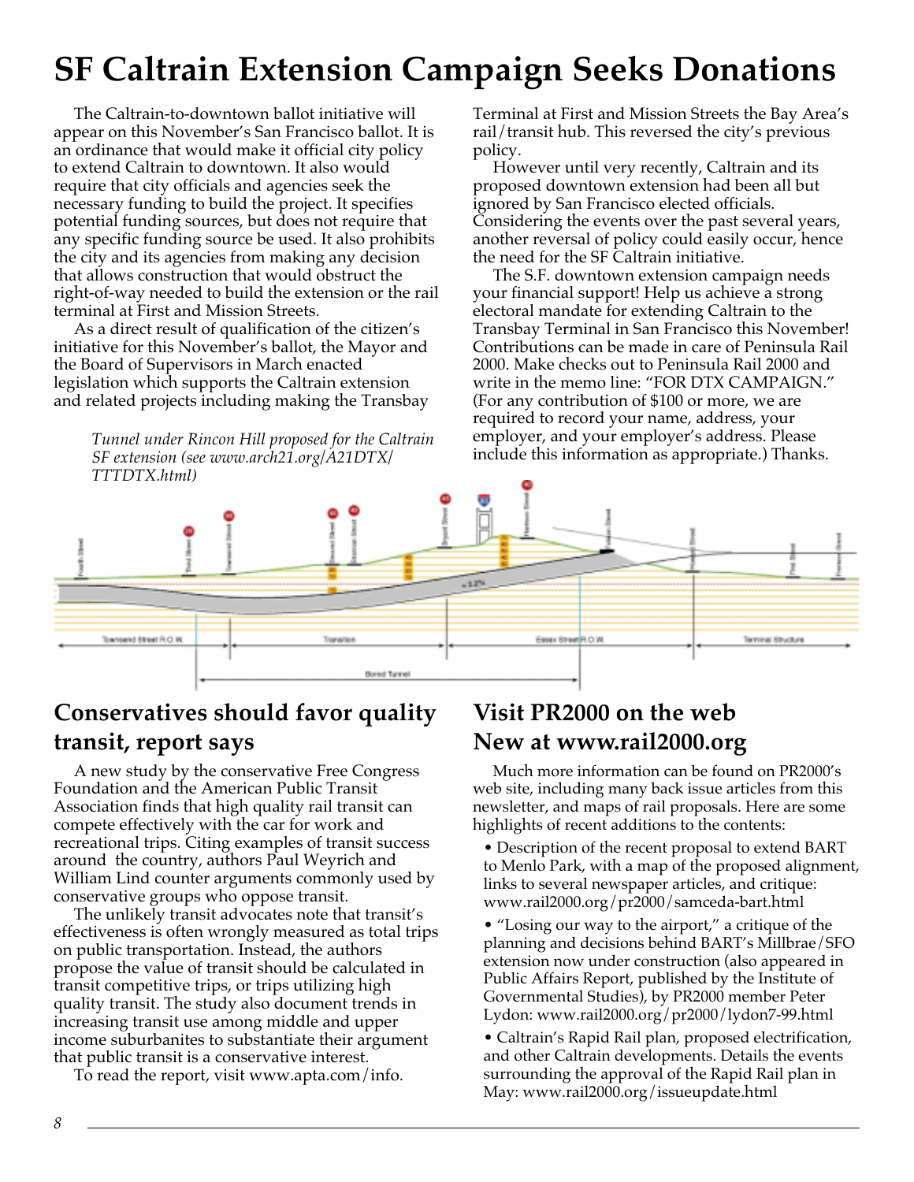# SF Caltrain Extension Campaign Seeks Donations

The Caltrain-to-downtown ballot initiative will appear on this November's San Francisco ballot. It is an ordinance that would make it official city policy to extend Caltrain to downtown. It also would require that city officials and agencies seek the necessary funding to build the project. It specifies potential funding sources, but does not require that any specific funding source be used. It also prohibits the city and its agencies from making any decision that allows construction that would obstruct the right-of-way needed to build the extension or the rail terminal at First and Mission Streets.

As a direct result of qualification of the citizen's initiative for this November's ballot, the Mayor and the Board of Supervisors in March enacted legislation which supports the Caltrain extension and related projects including making the Transbay Terminal at First and Mission Streets the Bay Area's rail/transit hub. This reversed the city's previous policy.

However until very recently, Caltrain and its proposed downtown extension had been all but ignored by San Francisco elected officials. Considering the events over the past several years, another reversal of policy could easily occur, hence the need for the SF Caltrain initiative.

The S.F. downtown extension campaign needs your financial support! Help us achieve a strong electoral mandate for extending Caltrain to the Transbay Terminal in San Francisco this November! Contributions can be made in care of Peninsula Rail 2000. Make checks out to Peninsula Rail 2000 and write in the memo line: "FOR DTX CAMPAIGN." (For any contribution of $100 or more, we are required to record your name, address, your employer, and your employer's address. Please include this information as appropriate.) Thanks.

*Tunnel under Rincon Hill proposed for the Caltrain SF extension (see www.arch21.org/A21DTX/TTTDTX.html)*

## Conservatives should favor quality transit, report says

A new study by the conservative Free Congress Foundation and the American Public Transit Association finds that high quality rail transit can compete effectively with the car for work and recreational trips. Citing examples of transit success around the country, authors Paul Weyrich and William Lind counter arguments commonly used by conservative groups who oppose transit.

The unlikely transit advocates note that transit's effectiveness is often wrongly measured as total trips on public transportation. Instead, the authors propose the value of transit should be calculated in transit competitive trips, or trips utilizing high quality transit. The study also document trends in increasing transit use among middle and upper income suburbanites to substantiate their argument that public transit is a conservative interest.

To read the report, visit www.apta.com/info.

## Visit PR2000 on the web New at www.rail2000.org

Much more information can be found on PR2000's web site, including many back issue articles from this newsletter, and maps of rail proposals. Here are some highlights of recent additions to the contents:

- Description of the recent proposal to extend BART to Menlo Park, with a map of the proposed alignment, links to several newspaper articles, and critique: www.rail2000.org/pr2000/samceda-bart.html
- "Losing our way to the airport," a critique of the planning and decisions behind BART's Millbrae/SFO extension now under construction (also appeared in Public Affairs Report, published by the Institute of Governmental Studies), by PR2000 member Peter Lydon: www.rail2000.org/pr2000/lydon7-99.html
- Caltrain's Rapid Rail plan, proposed electrification, and other Caltrain developments. Details the events surrounding the approval of the Rapid Rail plan in May: www.rail2000.org/issueupdate.html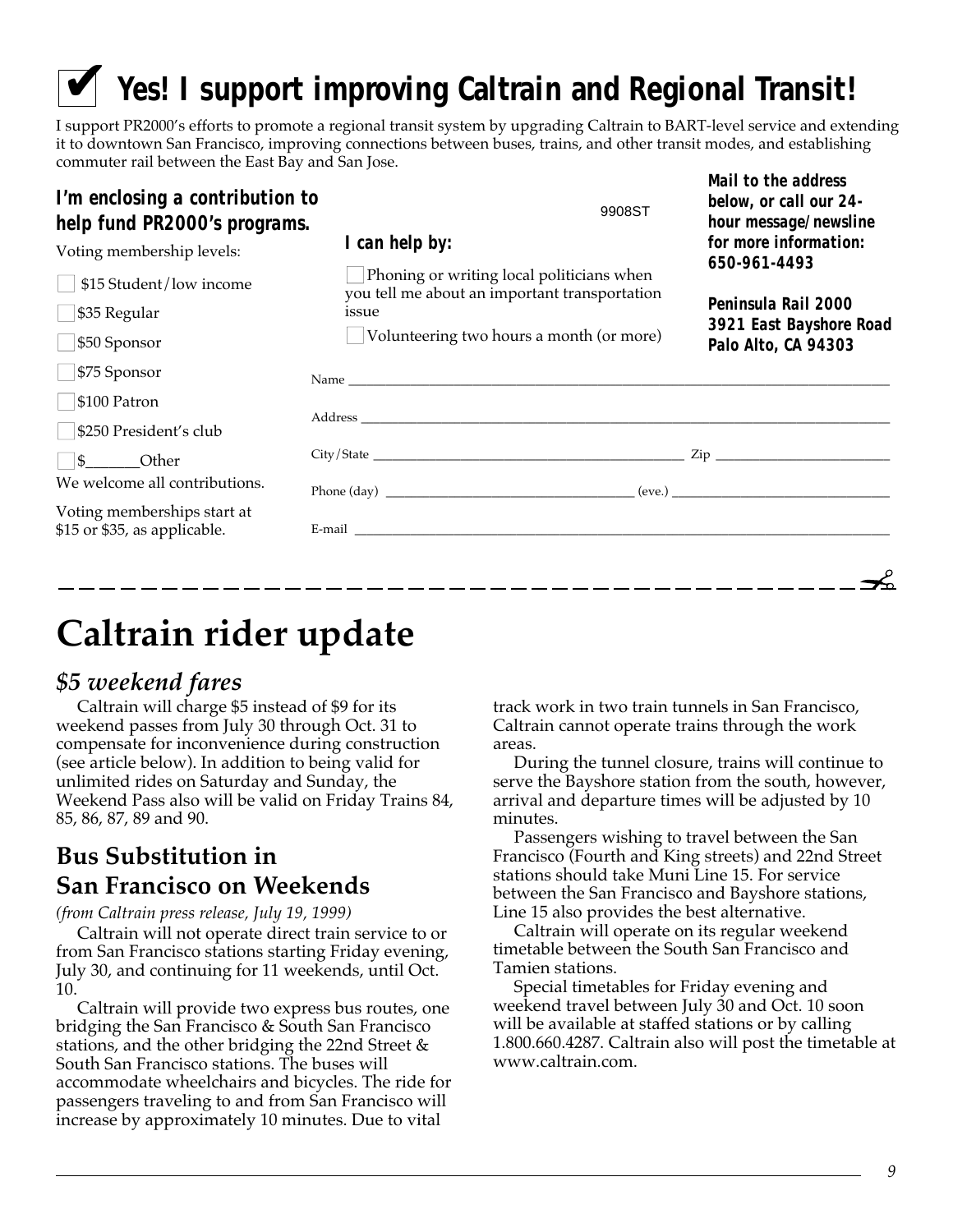# ✔ Yes! I support improving Caltrain and Regional Transit!

I support PR2000's efforts to promote a regional transit system by upgrading Caltrain to BART-level service and extending it to downtown San Francisco, improving connections between buses, trains, and other transit modes, and establishing commuter rail between the East Bay and San Jose.

**I'm enclosing a contribution to help fund PR2000's programs.**

Voting membership levels:

- ☐ $15 Student/low income
- ☐ $35 Regular
- ☐ $50 Sponsor
- ☐ $75 Sponsor
- ☐ $100 Patron
- ☐ $250 President's club
- ☐ $_______Other

We welcome all contributions.

Voting memberships start at $15 or $35, as applicable.

9908ST

**I can help by:**

- ☐ Phoning or writing local politicians when you tell me about an important transportation issue
- ☐ Volunteering two hours a month (or more)

**Mail to the address below, or call our 24-hour message/newsline for more information: 650-961-4493**

**Peninsula Rail 2000**
**3921 East Bayshore Road**
**Palo Alto, CA 94303**

Name ____________________

Address ____________________

City/State ____________________ Zip ____________________

Phone (day) ____________________ (eve.) ____________________

E-mail ____________________

---

# Caltrain rider update

## *$5 weekend fares*

Caltrain will charge $5 instead of $9 for its weekend passes from July 30 through Oct. 31 to compensate for inconvenience during construction (see article below). In addition to being valid for unlimited rides on Saturday and Sunday, the Weekend Pass also will be valid on Friday Trains 84, 85, 86, 87, 89 and 90.

## Bus Substitution in San Francisco on Weekends

*(from Caltrain press release, July 19, 1999)*

Caltrain will not operate direct train service to or from San Francisco stations starting Friday evening, July 30, and continuing for 11 weekends, until Oct. 10.

Caltrain will provide two express bus routes, one bridging the San Francisco & South San Francisco stations, and the other bridging the 22nd Street & South San Francisco stations. The buses will accommodate wheelchairs and bicycles. The ride for passengers traveling to and from San Francisco will increase by approximately 10 minutes. Due to vital track work in two train tunnels in San Francisco, Caltrain cannot operate trains through the work areas.

During the tunnel closure, trains will continue to serve the Bayshore station from the south, however, arrival and departure times will be adjusted by 10 minutes.

Passengers wishing to travel between the San Francisco (Fourth and King streets) and 22nd Street stations should take Muni Line 15. For service between the San Francisco and Bayshore stations, Line 15 also provides the best alternative.

Caltrain will operate on its regular weekend timetable between the South San Francisco and Tamien stations.

Special timetables for Friday evening and weekend travel between July 30 and Oct. 10 soon will be available at staffed stations or by calling 1.800.660.4287. Caltrain also will post the timetable at www.caltrain.com.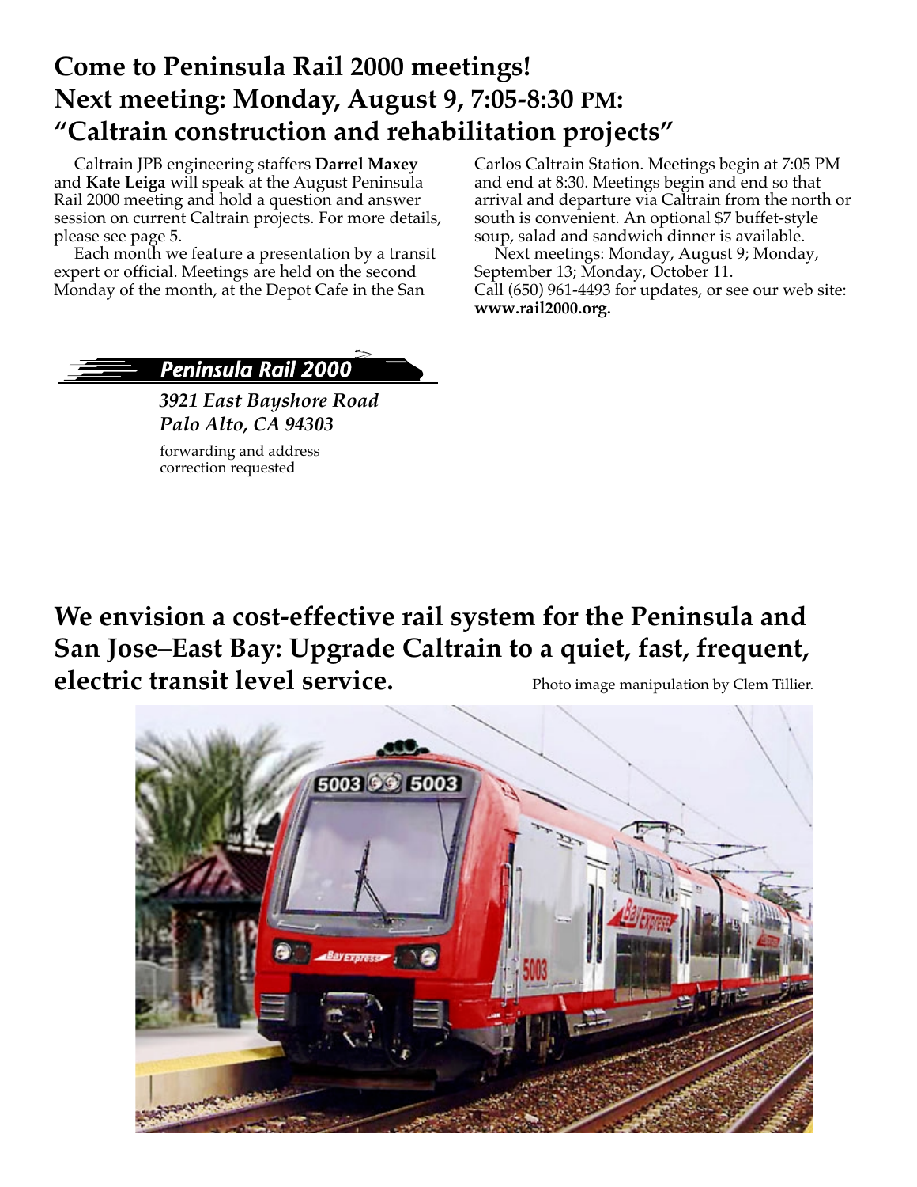## Come to Peninsula Rail 2000 meetings!
## Next meeting: Monday, August 9, 7:05-8:30 PM: "Caltrain construction and rehabilitation projects"

Caltrain JPB engineering staffers **Darrel Maxey** and **Kate Leiga** will speak at the August Peninsula Rail 2000 meeting and hold a question and answer session on current Caltrain projects. For more details, please see page 5.

Each month we feature a presentation by a transit expert or official. Meetings are held on the second Monday of the month, at the Depot Cafe in the San Carlos Caltrain Station. Meetings begin at 7:05 PM and end at 8:30. Meetings begin and end so that arrival and departure via Caltrain from the north or south is convenient. An optional $7 buffet-style soup, salad and sandwich dinner is available.

Next meetings: Monday, August 9; Monday, September 13; Monday, October 11.
Call (650) 961-4493 for updates, or see our web site: **www.rail2000.org.**

*Peninsula Rail 2000*

***3921 East Bayshore Road***
***Palo Alto, CA 94303***

forwarding and address correction requested

## We envision a cost-effective rail system for the Peninsula and San Jose–East Bay: Upgrade Caltrain to a quiet, fast, frequent, electric transit level service.

Photo image manipulation by Clem Tillier.